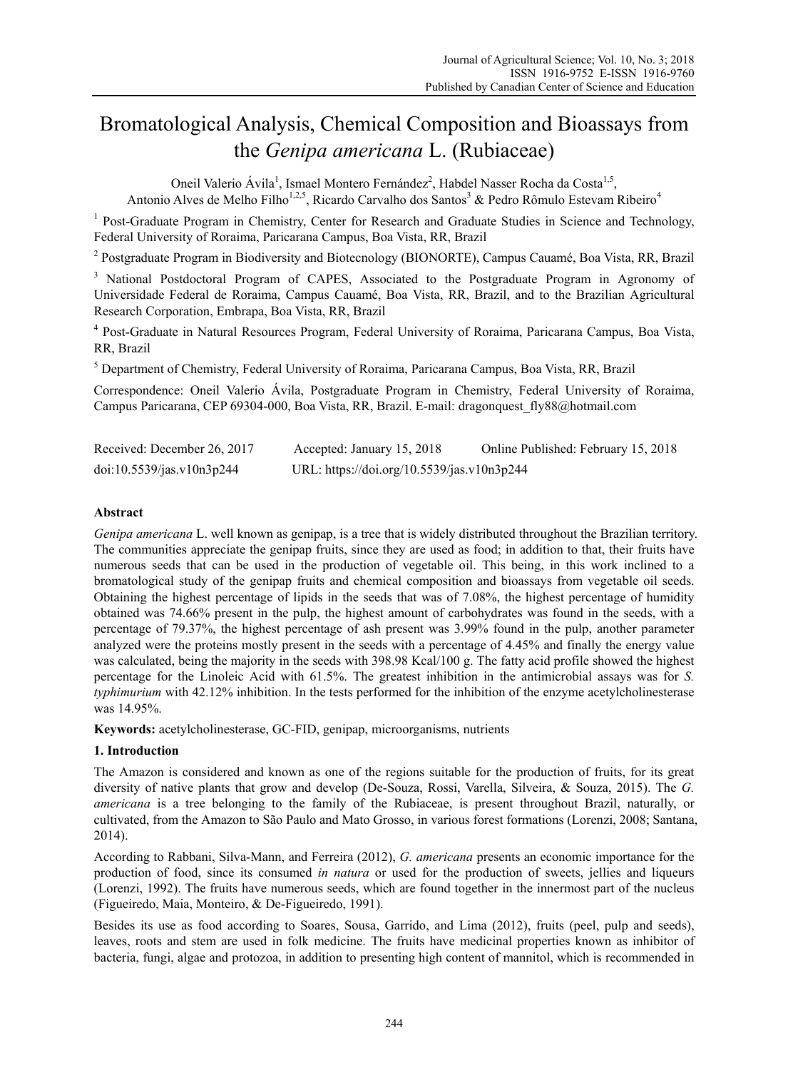# Bromatological Analysis, Chemical Composition and Bioassays from the *Genipa americana* L. (Rubiaceae)

Oneil Valerio Ávila[1], Ismael Montero Fernández[2], Habdel Nasser Rocha da Costa[1,5], Antonio Alves de Melho Filho[1,2,5], Ricardo Carvalho dos Santos[3] & Pedro Rômulo Estevam Ribeiro[4]

[1] Post-Graduate Program in Chemistry, Center for Research and Graduate Studies in Science and Technology, Federal University of Roraima, Paricarana Campus, Boa Vista, RR, Brazil

[2] Postgraduate Program in Biodiversity and Biotecnology (BIONORTE), Campus Cauamé, Boa Vista, RR, Brazil

[3] National Postdoctoral Program of CAPES, Associated to the Postgraduate Program in Agronomy of Universidade Federal de Roraima, Campus Cauamé, Boa Vista, RR, Brazil, and to the Brazilian Agricultural Research Corporation, Embrapa, Boa Vista, RR, Brazil

[4] Post-Graduate in Natural Resources Program, Federal University of Roraima, Paricarana Campus, Boa Vista, RR, Brazil

[5] Department of Chemistry, Federal University of Roraima, Paricarana Campus, Boa Vista, RR, Brazil

Correspondence: Oneil Valerio Ávila, Postgraduate Program in Chemistry, Federal University of Roraima, Campus Paricarana, CEP 69304-000, Boa Vista, RR, Brazil. E-mail: dragonquest_fly88@hotmail.com

Received: December 26, 2017 Accepted: January 15, 2018 Online Published: February 15, 2018

doi:10.5539/jas.v10n3p244 URL: https://doi.org/10.5539/jas.v10n3p244

## Abstract

*Genipa americana* L. well known as genipap, is a tree that is widely distributed throughout the Brazilian territory. The communities appreciate the genipap fruits, since they are used as food; in addition to that, their fruits have numerous seeds that can be used in the production of vegetable oil. This being, in this work inclined to a bromatological study of the genipap fruits and chemical composition and bioassays from vegetable oil seeds. Obtaining the highest percentage of lipids in the seeds that was of 7.08%, the highest percentage of humidity obtained was 74.66% present in the pulp, the highest amount of carbohydrates was found in the seeds, with a percentage of 79.37%, the highest percentage of ash present was 3.99% found in the pulp, another parameter analyzed were the proteins mostly present in the seeds with a percentage of 4.45% and finally the energy value was calculated, being the majority in the seeds 398.98 Kcal/100 g. The fatty acid profile showed the highest percentage for the Linoleic Acid with 61.5%. The greatest inhibition in the antimicrobial assays was for *S. typhimurium* with 42.12% inhibition. In the tests performed for the inhibition of the enzyme acetylcholinesterase was 14.95%.

**Keywords:** acetylcholinesterase, GC-FID, genipap, microorganisms, nutrients

## 1. Introduction

The Amazon is considered and known as one of the regions suitable for the production of fruits, for its great diversity of native plants that grow and develop (De-Souza, Rossi, Varella, Silveira, & Souza, 2015). The *G. americana* is a tree belonging to the family of the Rubiaceae, is present throughout Brazil, naturally, or cultivated, from the Amazon to São Paulo and Mato Grosso, in various forest formations (Lorenzi, 2008; Santana, 2014).

According to Rabbani, Silva-Mann, and Ferreira (2012), *G. americana* presents an economic importance for the production of food, since its consumed *in natura* or used for the production of sweets, jellies and liqueurs (Lorenzi, 1992). The fruits have numerous seeds, which are found together in the innermost part of the nucleus (Figueiredo, Maia, Monteiro, & De-Figueiredo, 1991).

Besides its use as food according to Soares, Sousa, Garrido, and Lima (2012), fruits (peel, pulp and seeds), leaves, roots and stem are used in folk medicine. The fruits have medicinal properties known as inhibitor of bacteria, fungi, algae and protozoa, in addition to presenting high content of mannitol, which is recommended in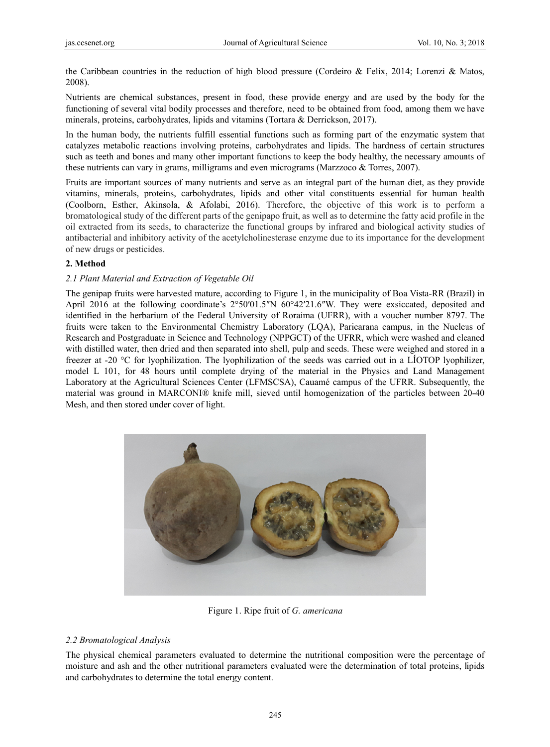the Caribbean countries in the reduction of high blood pressure (Cordeiro & Felix, 2014; Lorenzi & Matos, 2008).

Nutrients are chemical substances, present in food, these provide energy and are used by the body for the functioning of several vital bodily processes and therefore, need to be obtained from food, among them we have minerals, proteins, carbohydrates, lipids and vitamins (Tortara & Derrickson, 2017).

In the human body, the nutrients fulfill essential functions such as forming part of the enzymatic system that catalyzes metabolic reactions involving proteins, carbohydrates and lipids. The hardness of certain structures such as teeth and bones and many other important functions to keep the body healthy, the necessary amounts of these nutrients can vary in grams, milligrams and even micrograms (Marzzoco & Torres, 2007).

Fruits are important sources of many nutrients and serve as an integral part of the human diet, as they provide vitamins, minerals, proteins, carbohydrates, lipids and other vital constituents essential for human health (Coolborn, Esther, Akinsola, & Afolabi, 2016). Therefore, the objective of this work is to perform a bromatological study of the different parts of the genipapo fruit, as well as to determine the fatty acid profile in the oil extracted from its seeds, to characterize the functional groups by infrared and biological activity studies of antibacterial and inhibitory activity of the acetylcholinesterase enzyme due to its importance for the development of new drugs or pesticides.

## 2. Method

### *2.1 Plant Material and Extraction of Vegetable Oil*

The genipap fruits were harvested mature, according to Figure 1, in the municipality of Boa Vista-RR (Brazil) in April 2016 at the following coordinate's 2°50′01.5″N 60°42′21.6″W. They were exsiccated, deposited and identified in the herbarium of the Federal University of Roraima (UFRR), with a voucher number 8797. The fruits were taken to the Environmental Chemistry Laboratory (LQA), Paricarana campus, in the Nucleus of Research and Postgraduate in Science and Technology (NPPGCT) of the UFRR, which were washed and cleaned with distilled water, then dried and then separated into shell, pulp and seeds. These were weighed and stored in a freezer at -20 °C for lyophilization. The lyophilization of the seeds was carried out in a LÍOTOP lyophilizer, model L 101, for 48 hours until complete drying of the material in the Physics and Land Management Laboratory at the Agricultural Sciences Center (LFMSCSA), Cauamé campus of the UFRR. Subsequently, the material was ground in MARCONI® knife mill, sieved until homogenization of the particles between 20-40 Mesh, and then stored under cover of light.

Figure 1. Ripe fruit of *G. americana*

### *2.2 Bromatological Analysis*

The physical chemical parameters evaluated to determine the nutritional composition were the percentage of moisture and ash and the other nutritional parameters evaluated were the determination of total proteins, lipids and carbohydrates to determine the total energy content.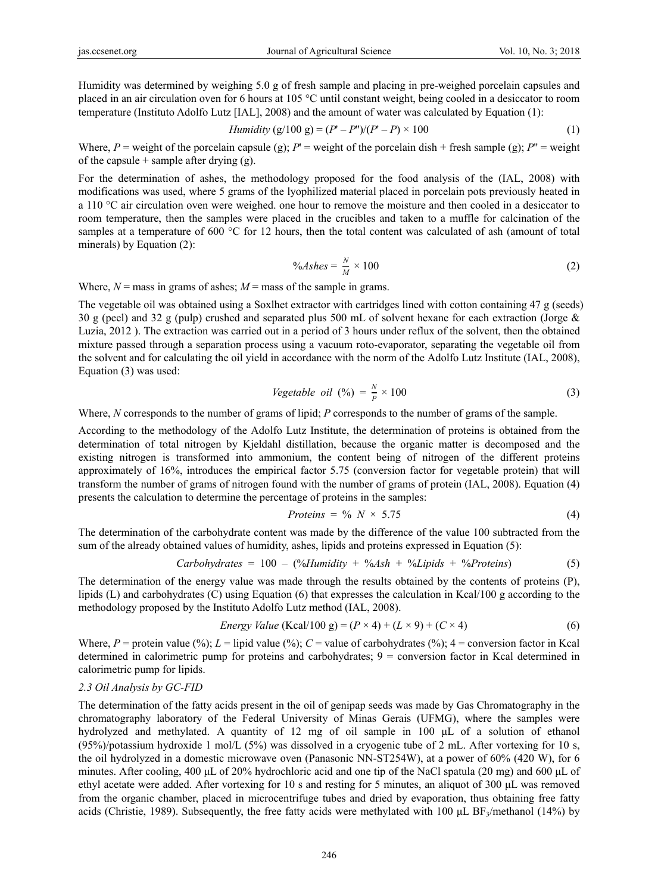Humidity was determined by weighing 5.0 g of fresh sample and placing in pre-weighed porcelain capsules and placed in an air circulation oven for 6 hours at 105 °C until constant weight, being cooled in a desiccator to room temperature (Instituto Adolfo Lutz [IAL], 2008) and the amount of water was calculated by Equation (1):

$$Humidity\ (g/100\ g) = (P' - P'')/(P' - P) \times 100 \tag{1}$$

Where, $P$ = weight of the porcelain capsule (g); $P'$ = weight of the porcelain dish + fresh sample (g); $P''$ = weight of the capsule + sample after drying (g).

For the determination of ashes, the methodology proposed for the food analysis of the (IAL, 2008) with modifications was used, where 5 grams of the lyophilized material placed in porcelain pots previously heated in a 110 °C air circulation oven were weighed. one hour to remove the moisture and then cooled in a desiccator to room temperature, then the samples were placed in the crucibles and taken to a muffle for calcination of the samples at a temperature of 600 °C for 12 hours, then the total content was calculated of ash (amount of total minerals) by Equation (2):

$$\%Ashes = \frac{N}{M} \times 100 \tag{2}$$

Where, $N$ = mass in grams of ashes; $M$ = mass of the sample in grams.

The vegetable oil was obtained using a Soxlhet extractor with cartridges lined with cotton containing 47 g (seeds) 30 g (peel) and 32 g (pulp) crushed and separated plus 500 mL of solvent hexane for each extraction (Jorge & Luzia, 2012 ). The extraction was carried out in a period of 3 hours under reflux of the solvent, then the obtained mixture passed through a separation process using a vacuum roto-evaporator, separating the vegetable oil from the solvent and for calculating the oil yield in accordance with the norm of the Adolfo Lutz Institute (IAL, 2008), Equation (3) was used:

$$Vegetable\ oil\ (\%) = \frac{N}{P} \times 100 \tag{3}$$

Where, $N$ corresponds to the number of grams of lipid; $P$ corresponds to the number of grams of the sample.

According to the methodology of the Adolfo Lutz Institute, the determination of proteins is obtained from the determination of total nitrogen by Kjeldahl distillation, because the organic matter is decomposed and the existing nitrogen is transformed into ammonium, the content being of nitrogen of the different proteins approximately of 16%, introduces the empirical factor 5.75 (conversion factor for vegetable protein) that will transform the number of grams of nitrogen found with the number of grams of protein (IAL, 2008). Equation (4) presents the calculation to determine the percentage of proteins in the samples:

$$Proteins = \%\ N \times 5.75 \tag{4}$$

The determination of the carbohydrate content was made by the difference of the value 100 subtracted from the sum of the already obtained values of humidity, ashes, lipids and proteins expressed in Equation (5):

$$Carbohydrates = 100 - (\%Humidity + \%Ash + \%Lipids + \%Proteins) \tag{5}$$

The determination of the energy value was made through the results obtained by the contents of proteins (P), lipids (L) and carbohydrates (C) using Equation (6) that expresses the calculation in Kcal/100 g according to the methodology proposed by the Instituto Adolfo Lutz method (IAL, 2008).

$$Energy\ Value\ (Kcal/100\ g) = (P \times 4) + (L \times 9) + (C \times 4) \tag{6}$$

Where, $P$ = protein value (%); $L$ = lipid value (%); $C$ = value of carbohydrates (%); 4 = conversion factor in Kcal determined in calorimetric pump for proteins and carbohydrates; 9 = conversion factor in Kcal determined in calorimetric pump for lipids.

### 2.3 Oil Analysis by GC-FID

The determination of the fatty acids present in the oil of genipap seeds was made by Gas Chromatography in the chromatography laboratory of the Federal University of Minas Gerais (UFMG), where the samples were hydrolyzed and methylated. A quantity of 12 mg of oil sample in 100 μL of a solution of ethanol (95%)/potassium hydroxide 1 mol/L (5%) was dissolved in a cryogenic tube of 2 mL. After vortexing for 10 s, the oil hydrolyzed in a domestic microwave oven (Panasonic NN-ST254W), at a power of 60% (420 W), for 6 minutes. After cooling, 400 μL of 20% hydrochloric acid and one tip of the NaCl spatula (20 mg) and 600 μL of ethyl acetate were added. After vortexing for 10 s and resting for 5 minutes, an aliquot of 300 μL was removed from the organic chamber, placed in microcentrifuge tubes and dried by evaporation, thus obtaining free fatty acids (Christie, 1989). Subsequently, the free fatty acids were methylated with 100 μL $BF_3$/methanol (14%) by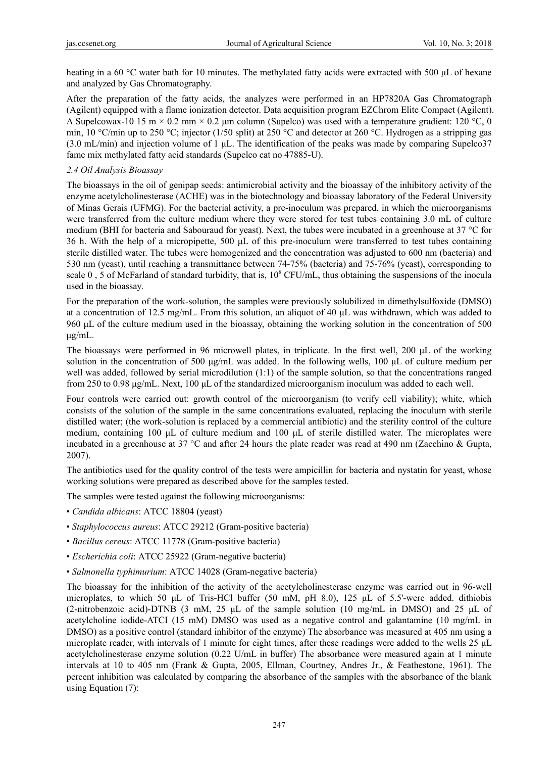heating in a 60 °C water bath for 10 minutes. The methylated fatty acids were extracted with 500 µL of hexane and analyzed by Gas Chromatography.

After the preparation of the fatty acids, the analyzes were performed in an HP7820A Gas Chromatograph (Agilent) equipped with a flame ionization detector. Data acquisition program EZChrom Elite Compact (Agilent). A Supelcowax-10 15 m × 0.2 mm × 0.2 µm column (Supelco) was used with a temperature gradient: 120 °C, 0 min, 10 °C/min up to 250 °C; injector (1/50 split) at 250 °C and detector at 260 °C. Hydrogen as a stripping gas (3.0 mL/min) and injection volume of 1 µL. The identification of the peaks was made by comparing Supelco37 fame mix methylated fatty acid standards (Supelco cat no 47885-U).

*2.4 Oil Analysis Bioassay*

The bioassays in the oil of genipap seeds: antimicrobial activity and the bioassay of the inhibitory activity of the enzyme acetylcholinesterase (ACHE) was in the biotechnology and bioassay laboratory of the Federal University of Minas Gerais (UFMG). For the bacterial activity, a pre-inoculum was prepared, in which the microorganisms were transferred from the culture medium where they were stored for test tubes containing 3.0 mL of culture medium (BHI for bacteria and Sabouraud for yeast). Next, the tubes were incubated in a greenhouse at 37 °C for 36 h. With the help of a micropipette, 500 µL of this pre-inoculum were transferred to test tubes containing sterile distilled water. The tubes were homogenized and the concentration was adjusted to 600 nm (bacteria) and 530 nm (yeast), until reaching a transmittance between 74-75% (bacteria) and 75-76% (yeast), corresponding to scale 0 , 5 of McFarland of standard turbidity, that is, $10^8$ CFU/mL, thus obtaining the suspensions of the inocula used in the bioassay.

For the preparation of the work-solution, the samples were previously solubilized in dimethylsulfoxide (DMSO) at a concentration of 12.5 mg/mL. From this solution, an aliquot of 40 µL was withdrawn, which was added to 960 µL of the culture medium used in the bioassay, obtaining the working solution in the concentration of 500 µg/mL.

The bioassays were performed in 96 microwell plates, in triplicate. In the first well, 200 µL of the working solution in the concentration of 500 µg/mL was added. In the following wells, 100 µL of culture medium per well was added, followed by serial microdilution (1:1) of the sample solution, so that the concentrations ranged from 250 to 0.98 µg/mL. Next, 100 µL of the standardized microorganism inoculum was added to each well.

Four controls were carried out: growth control of the microorganism (to verify cell viability); white, which consists of the solution of the sample in the same concentrations evaluated, replacing the inoculum with sterile distilled water; (the work-solution is replaced by a commercial antibiotic) and the sterility control of the culture medium, containing 100 µL of culture medium and 100 µL of sterile distilled water. The microplates were incubated in a greenhouse at 37 °C and after 24 hours the plate reader was read at 490 nm (Zacchino & Gupta, 2007).

The antibiotics used for the quality control of the tests were ampicillin for bacteria and nystatin for yeast, whose working solutions were prepared as described above for the samples tested.

The samples were tested against the following microorganisms:

- *Candida albicans*: ATCC 18804 (yeast)
- *Staphylococcus aureus*: ATCC 29212 (Gram-positive bacteria)
- *Bacillus cereus*: ATCC 11778 (Gram-positive bacteria)
- *Escherichia coli*: ATCC 25922 (Gram-negative bacteria)
- *Salmonella typhimurium*: ATCC 14028 (Gram-negative bacteria)

The bioassay for the inhibition of the activity of the acetylcholinesterase enzyme was carried out in 96-well microplates, to which 50 µL of Tris-HCl buffer (50 mM, pH 8.0), 125 µL of 5.5'-were added. dithiobis (2-nitrobenzoic acid)-DTNB (3 mM, 25 µL of the sample solution (10 mg/mL in DMSO) and 25 µL of acetylcholine iodide-ATCI (15 mM) DMSO was used as a negative control and galantamine (10 mg/mL in DMSO) as a positive control (standard inhibitor of the enzyme) The absorbance was measured at 405 nm using a microplate reader, with intervals of 1 minute for eight times, after these readings were added to the wells 25 µL acetylcholinesterase enzyme solution (0.22 U/mL in buffer) The absorbance were measured again at 1 minute intervals at 10 to 405 nm (Frank & Gupta, 2005, Ellman, Courtney, Andres Jr., & Feathestone, 1961). The percent inhibition was calculated by comparing the absorbance of the samples with the absorbance of the blank using Equation (7):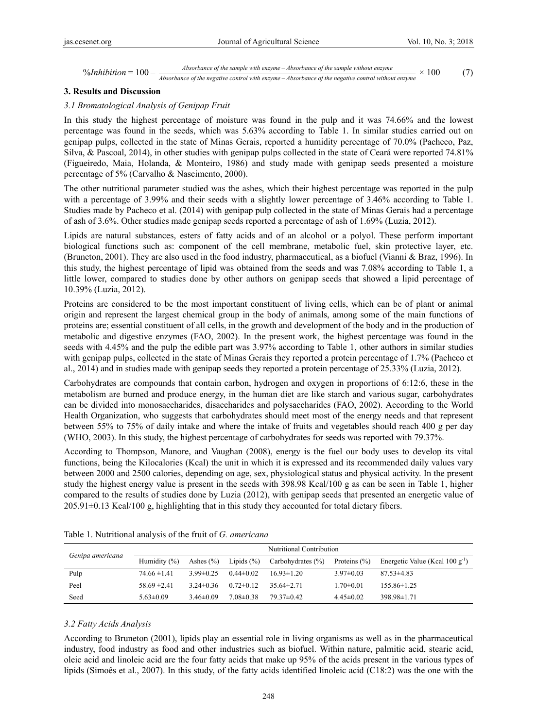$$\%Inhibition = 100 - \frac{\text{Absorbance of the sample with enzyme} - \text{Absorbance of the sample without enzyme}}{\text{Absorbance of the negative control with enzyme} - \text{Absorbance of the negative control without enzyme}} \times 100 \quad (7)$$

### 3. Results and Discussion

#### *3.1 Bromatological Analysis of Genipap Fruit*

In this study the highest percentage of moisture was found in the pulp and it was 74.66% and the lowest percentage was found in the seeds, which was 5.63% according to Table 1. In similar studies carried out on genipap pulps, collected in the state of Minas Gerais, reported a humidity percentage of 70.0% (Pacheco, Paz, Silva, & Pascoal, 2014), in other studies with genipap pulps collected in the state of Ceará were reported 74.81% (Figueiredo, Maia, Holanda, & Monteiro, 1986) and study made with genipap seeds presented a moisture percentage of 5% (Carvalho & Nascimento, 2000).

The other nutritional parameter studied was the ashes, which their highest percentage was reported in the pulp with a percentage of 3.99% and their seeds with a slightly lower percentage of 3.46% according to Table 1. Studies made by Pacheco et al. (2014) with genipap pulp collected in the state of Minas Gerais had a percentage of ash of 3.6%. Other studies made genipap seeds reported a percentage of ash of 1.69% (Luzia, 2012).

Lipids are natural substances, esters of fatty acids and of an alcohol or a polyol. These perform important biological functions such as: component of the cell membrane, metabolic fuel, skin protective layer, etc. (Bruneton, 2001). They are also used in the food industry, pharmaceutical, as a biofuel (Vianni & Braz, 1996). In this study, the highest percentage of lipid was obtained from the seeds and was 7.08% according to Table 1, a little lower, compared to studies done by other authors on genipap seeds that showed a lipid percentage of 10.39% (Luzia, 2012).

Proteins are considered to be the most important constituent of living cells, which can be of plant or animal origin and represent the largest chemical group in the body of animals, among some of the main functions of proteins are; essential constituent of all cells, in the growth and development of the body and in the production of metabolic and digestive enzymes (FAO, 2002). In the present work, the highest percentage was found in the seeds with 4.45% and the pulp the edible part was 3.97% according to Table 1, other authors in similar studies with genipap pulps, collected in the state of Minas Gerais they reported a protein percentage of 1.7% (Pacheco et al., 2014) and in studies made with genipap seeds they reported a protein percentage of 25.33% (Luzia, 2012).

Carbohydrates are compounds that contain carbon, hydrogen and oxygen in proportions of 6:12:6, these in the metabolism are burned and produce energy, in the human diet are like starch and various sugar, carbohydrates can be divided into monosaccharides, disaccharides and polysaccharides (FAO, 2002). According to the World Health Organization, who suggests that carbohydrates should meet most of the energy needs and that represent between 55% to 75% of daily intake and where the intake of fruits and vegetables should reach 400 g per day (WHO, 2003). In this study, the highest percentage of carbohydrates for seeds was reported with 79.37%.

According to Thompson, Manore, and Vaughan (2008), energy is the fuel our body uses to develop its vital functions, being the Kilocalories (Kcal) the unit in which it is expressed and its recommended daily values vary between 2000 and 2500 calories, depending on age, sex, physiological status and physical activity. In the present study the highest energy value is present in the seeds with 398.98 Kcal/100 g as can be seen in Table 1, higher compared to the results of studies done by Luzia (2012), with genipap seeds that presented an energetic value of 205.91±0.13 Kcal/100 g, highlighting that in this study they accounted for total dietary fibers.

Table 1. Nutritional analysis of the fruit of *G. americana*

| *Genipa americana* | Nutritional Contribution | | | | | |
|---|---|---|---|---|---|---|
| | Humidity (%) | Ashes (%) | Lipids (%) | Carbohydrates (%) | Proteins (%) | Energetic Value (Kcal 100 $g^{-1}$) |
| Pulp | 74.66 ±1.41 | 3.99±0.25 | 0.44±0.02 | 16.93±1.20 | 3.97±0.03 | 87.53±4.83 |
| Peel | 58.69 ±2.41 | 3.24±0.36 | 0.72±0.12 | 35.64±2.71 | 1.70±0.01 | 155.86±1.25 |
| Seed | 5.63±0.09 | 3.46±0.09 | 7.08±0.38 | 79.37±0.42 | 4.45±0.02 | 398.98±1.71 |

#### *3.2 Fatty Acids Analysis*

According to Bruneton (2001), lipids play an essential role in living organisms as well as in the pharmaceutical industry, food industry as food and other industries such as biofuel. Within nature, palmitic acid, stearic acid, oleic acid and linoleic acid are the four fatty acids that make up 95% of the acids present in the various types of lipids (Simoês et al., 2007). In this study, of the fatty acids identified linoleic acid (C18:2) was the one with the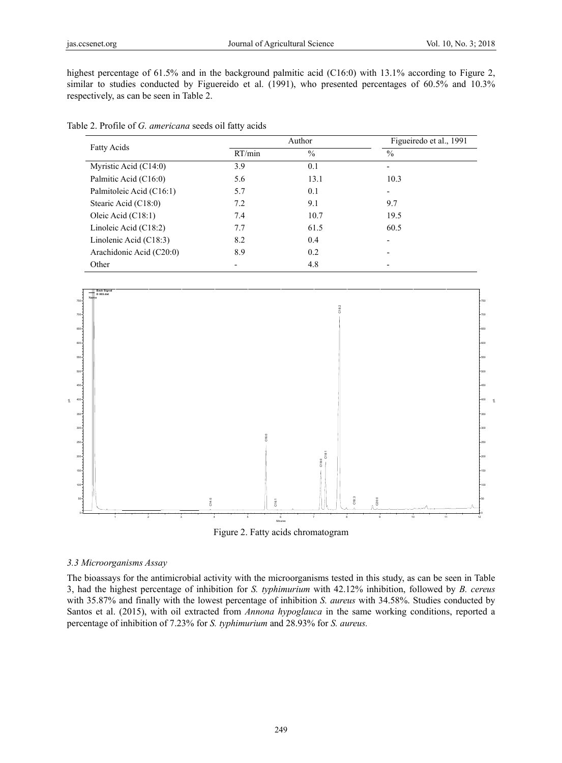highest percentage of 61.5% and in the background palmitic acid (C16:0) with 13.1% according to Figure 2, similar to studies conducted by Figuereido et al. (1991), who presented percentages of 60.5% and 10.3% respectively, as can be seen in Table 2.

Table 2. Profile of *G. americana* seeds oil fatty acids

| Fatty Acids | Author | | Figueiredo et al., 1991 |
|---|---|---|---|
| | RT/min | % | % |
| Myristic Acid (C14:0) | 3.9 | 0.1 | - |
| Palmitic Acid (C16:0) | 5.6 | 13.1 | 10.3 |
| Palmitoleic Acid (C16:1) | 5.7 | 0.1 | - |
| Stearic Acid (C18:0) | 7.2 | 9.1 | 9.7 |
| Oleic Acid (C18:1) | 7.4 | 10.7 | 19.5 |
| Linoleic Acid (C18:2) | 7.7 | 61.5 | 60.5 |
| Linolenic Acid (C18:3) | 8.2 | 0.4 | - |
| Arachidonic Acid (C20:0) | 8.9 | 0.2 | - |
| Other | - | 4.8 | - |

Figure 2. Fatty acids chromatogram

### 3.3 Microorganisms Assay

The bioassays for the antimicrobial activity with the microorganisms tested in this study, as can be seen in Table 3, had the highest percentage of inhibition for *S. typhimurium* with 42.12% inhibition, followed by *B. cereus* with 35.87% and finally with the lowest percentage of inhibition *S. aureus* with 34.58%. Studies conducted by Santos et al. (2015), with oil extracted from *Annona hypoglauca* in the same working conditions, reported a percentage of inhibition of 7.23% for *S. typhimurium* and 28.93% for *S. aureus.*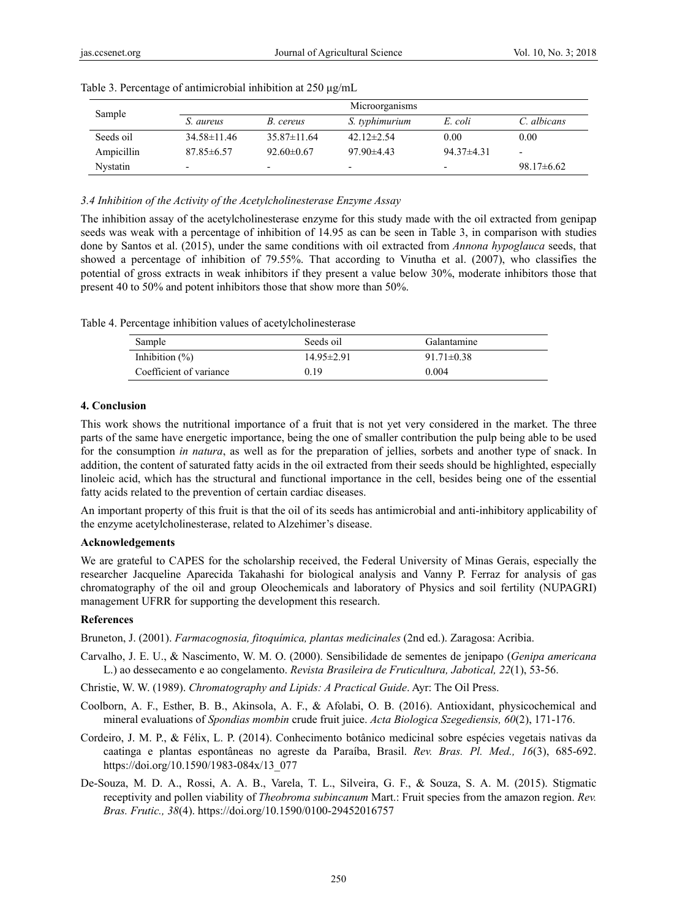Table 3. Percentage of antimicrobial inhibition at 250 μg/mL

| Sample | Microorganisms | | | | |
|---|---|---|---|---|---|
| | *S. aureus* | *B. cereus* | *S. typhimurium* | *E. coli* | *C. albicans* |
| Seeds oil | 34.58±11.46 | 35.87±11.64 | 42.12±2.54 | 0.00 | 0.00 |
| Ampicillin | 87.85±6.57 | 92.60±0.67 | 97.90±4.43 | 94.37±4.31 | - |
| Nystatin | - | - | - | - | 98.17±6.62 |

### *3.4 Inhibition of the Activity of the Acetylcholinesterase Enzyme Assay*

The inhibition assay of the acetylcholinesterase enzyme for this study made with the oil extracted from genipap seeds was weak with a percentage of inhibition of 14.95 as can be seen in Table 3, in comparison with studies done by Santos et al. (2015), under the same conditions with oil extracted from *Annona hypoglauca* seeds, that showed a percentage of inhibition of 79.55%. That according to Vinutha et al. (2007), who classifies the potential of gross extracts in weak inhibitors if they present a value below 30%, moderate inhibitors those that present 40 to 50% and potent inhibitors those that show more than 50%.

Table 4. Percentage inhibition values of acetylcholinesterase

| Sample | Seeds oil | Galantamine |
|---|---|---|
| Inhibition (%) | 14.95±2.91 | 91.71±0.38 |
| Coefficient of variance | 0.19 | 0.004 |

## 4. Conclusion

This work shows the nutritional importance of a fruit that is not yet very considered in the market. The three parts of the same have energetic importance, being the one of smaller contribution the pulp being able to be used for the consumption *in natura*, as well as for the preparation of jellies, sorbets and another type of snack. In addition, the content of saturated fatty acids in the oil extracted from their seeds should be highlighted, especially linoleic acid, which has the structural and functional importance in the cell, besides being one of the essential fatty acids related to the prevention of certain cardiac diseases.

An important property of this fruit is that the oil of its seeds has antimicrobial and anti-inhibitory applicability of the enzyme acetylcholinesterase, related to Alzehimer's disease.

## Acknowledgements

We are grateful to CAPES for the scholarship received, the Federal University of Minas Gerais, especially the researcher Jacqueline Aparecida Takahashi for biological analysis and Vanny P. Ferraz for analysis of gas chromatography of the oil and group Oleochemicals and laboratory of Physics and soil fertility (NUPAGRI) management UFRR for supporting the development this research.

## References

Bruneton, J. (2001). *Farmacognosia, fitoquímica, plantas medicinales* (2nd ed.). Zaragosa: Acribia.

Carvalho, J. E. U., & Nascimento, W. M. O. (2000). Sensibilidade de sementes de jenipapo (*Genipa americana* L.) ao dessecamento e ao congelamento. *Revista Brasileira de Fruticultura, Jabotical, 22*(1), 53-56.

Christie, W. W. (1989). *Chromatography and Lipids: A Practical Guide*. Ayr: The Oil Press.

Coolborn, A. F., Esther, B. B., Akinsola, A. F., & Afolabi, O. B. (2016). Antioxidant, physicochemical and mineral evaluations of *Spondias mombin* crude fruit juice. *Acta Biologica Szegediensis, 60*(2), 171-176.

Cordeiro, J. M. P., & Félix, L. P. (2014). Conhecimento botânico medicinal sobre espécies vegetais nativas da caatinga e plantas espontâneas no agreste da Paraíba, Brasil. *Rev. Bras. Pl. Med., 16*(3), 685-692. https://doi.org/10.1590/1983-084x/13_077

De-Souza, M. D. A., Rossi, A. A. B., Varela, T. L., Silveira, G. F., & Souza, S. A. M. (2015). Stigmatic receptivity and pollen viability of *Theobroma subincanum* Mart.: Fruit species from the amazon region. *Rev. Bras. Frutic., 38*(4). https://doi.org/10.1590/0100-29452016757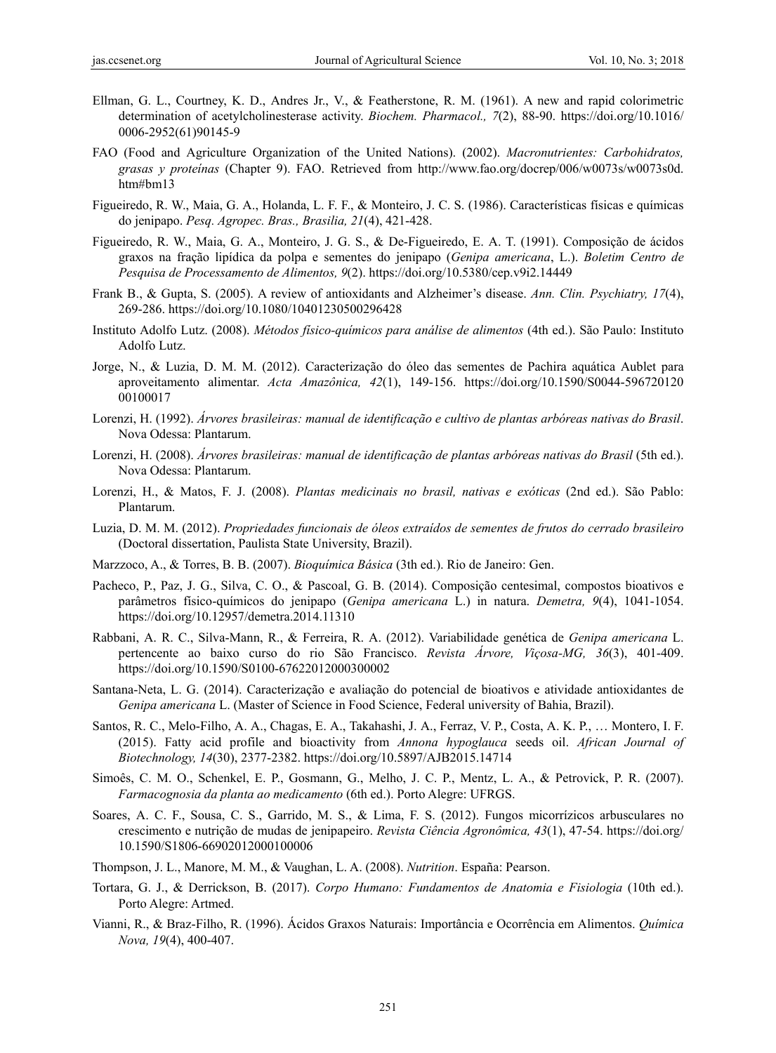Ellman, G. L., Courtney, K. D., Andres Jr., V., & Featherstone, R. M. (1961). A new and rapid colorimetric determination of acetylcholinesterase activity. *Biochem. Pharmacol., 7*(2), 88-90. https://doi.org/10.1016/0006-2952(61)90145-9

FAO (Food and Agriculture Organization of the United Nations). (2002). *Macronutrientes: Carbohidratos, grasas y proteínas* (Chapter 9). FAO. Retrieved from http://www.fao.org/docrep/006/w0073s/w0073s0d.htm#bm13

Figueiredo, R. W., Maia, G. A., Holanda, L. F. F., & Monteiro, J. C. S. (1986). Características físicas e químicas do jenipapo. *Pesq. Agropec. Bras., Brasilia, 21*(4), 421-428.

Figueiredo, R. W., Maia, G. A., Monteiro, J. G. S., & De-Figueiredo, E. A. T. (1991). Composição de ácidos graxos na fração lipídica da polpa e sementes do jenipapo (*Genipa americana*, L.). *Boletim Centro de Pesquisa de Processamento de Alimentos, 9*(2). https://doi.org/10.5380/cep.v9i2.14449

Frank B., & Gupta, S. (2005). A review of antioxidants and Alzheimer's disease. *Ann. Clin. Psychiatry, 17*(4), 269-286. https://doi.org/10.1080/10401230500296428

Instituto Adolfo Lutz. (2008). *Métodos físico-químicos para análise de alimentos* (4th ed.). São Paulo: Instituto Adolfo Lutz.

Jorge, N., & Luzia, D. M. M. (2012). Caracterização do óleo das sementes de Pachira aquática Aublet para aproveitamento alimentar. *Acta Amazônica, 42*(1), 149-156. https://doi.org/10.1590/S0044-59672012000100017

Lorenzi, H. (1992). *Árvores brasileiras: manual de identificação e cultivo de plantas arbóreas nativas do Brasil*. Nova Odessa: Plantarum.

Lorenzi, H. (2008). *Árvores brasileiras: manual de identificação de plantas arbóreas nativas do Brasil* (5th ed.). Nova Odessa: Plantarum.

Lorenzi, H., & Matos, F. J. (2008). *Plantas medicinais no brasil, nativas e exóticas* (2nd ed.). São Pablo: Plantarum.

Luzia, D. M. M. (2012). *Propriedades funcionais de óleos extraídos de sementes de frutos do cerrado brasileiro* (Doctoral dissertation, Paulista State University, Brazil).

Marzzoco, A., & Torres, B. B. (2007). *Bioquímica Básica* (3th ed.). Rio de Janeiro: Gen.

Pacheco, P., Paz, J. G., Silva, C. O., & Pascoal, G. B. (2014). Composição centesimal, compostos bioativos e parâmetros físico-químicos do jenipapo (*Genipa americana* L.) in natura. *Demetra, 9*(4), 1041-1054. https://doi.org/10.12957/demetra.2014.11310

Rabbani, A. R. C., Silva-Mann, R., & Ferreira, R. A. (2012). Variabilidade genética de *Genipa americana* L. pertencente ao baixo curso do rio São Francisco. *Revista Árvore, Viçosa-MG, 36*(3), 401-409. https://doi.org/10.1590/S0100-67622012000300002

Santana-Neta, L. G. (2014). Caracterização e avaliação do potencial de bioativos e atividade antioxidantes de *Genipa americana* L. (Master of Science in Food Science, Federal university of Bahia, Brazil).

Santos, R. C., Melo-Filho, A. A., Chagas, E. A., Takahashi, J. A., Ferraz, V. P., Costa, A. K. P., … Montero, I. F. (2015). Fatty acid profile and bioactivity from *Annona hypoglauca* seeds oil. *African Journal of Biotechnology, 14*(30), 2377-2382. https://doi.org/10.5897/AJB2015.14714

Simoês, C. M. O., Schenkel, E. P., Gosmann, G., Melho, J. C. P., Mentz, L. A., & Petrovick, P. R. (2007). *Farmacognosia da planta ao medicamento* (6th ed.). Porto Alegre: UFRGS.

Soares, A. C. F., Sousa, C. S., Garrido, M. S., & Lima, F. S. (2012). Fungos micorrízicos arbusculares no crescimento e nutrição de mudas de jenipapeiro. *Revista Ciência Agronômica, 43*(1), 47-54. https://doi.org/10.1590/S1806-66902012000100006

Thompson, J. L., Manore, M. M., & Vaughan, L. A. (2008). *Nutrition*. España: Pearson.

Tortara, G. J., & Derrickson, B. (2017). *Corpo Humano: Fundamentos de Anatomia e Fisiologia* (10th ed.). Porto Alegre: Artmed.

Vianni, R., & Braz-Filho, R. (1996). Ácidos Graxos Naturais: Importância e Ocorrência em Alimentos. *Química Nova, 19*(4), 400-407.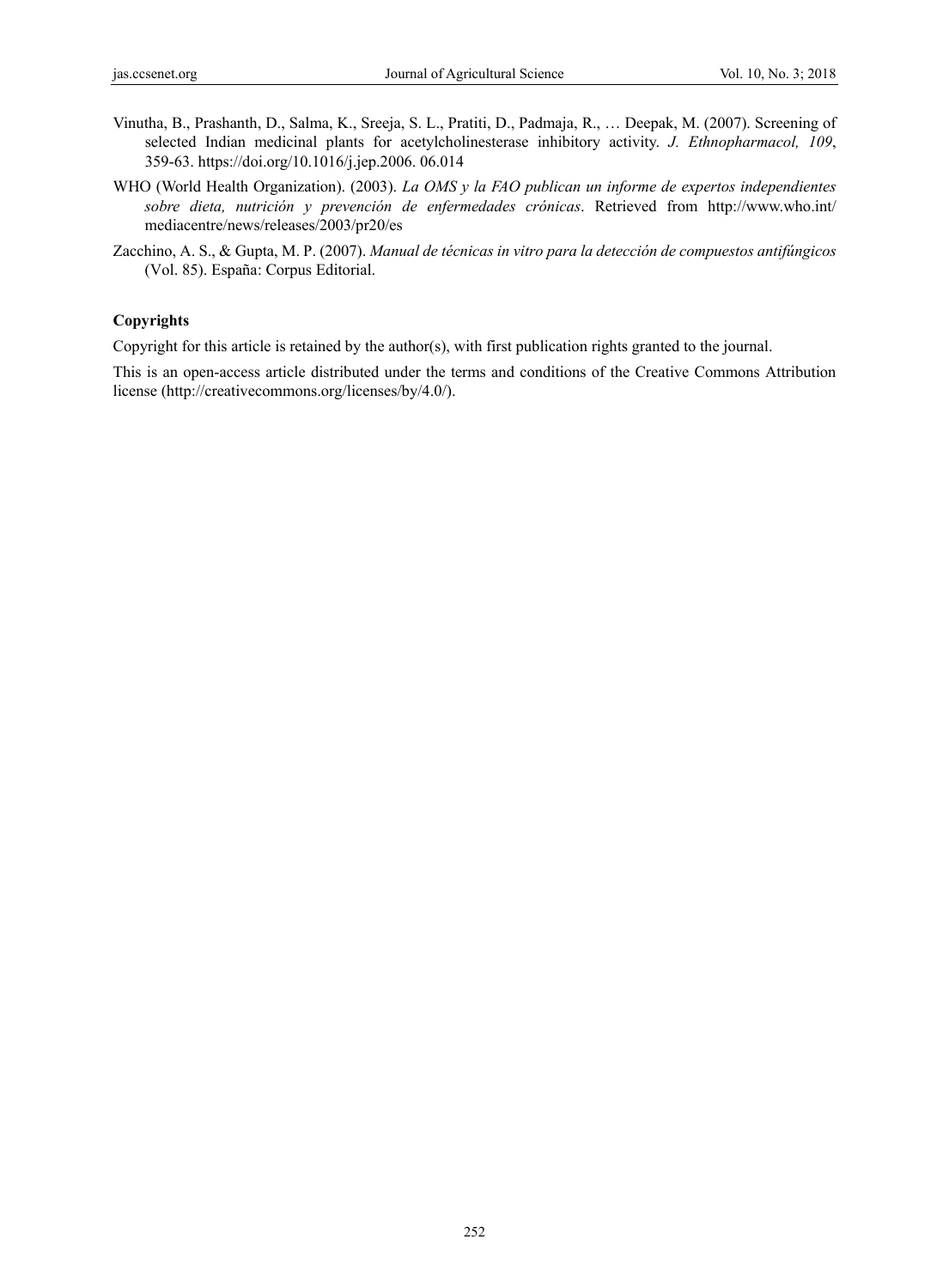Vinutha, B., Prashanth, D., Salma, K., Sreeja, S. L., Pratiti, D., Padmaja, R., … Deepak, M. (2007). Screening of selected Indian medicinal plants for acetylcholinesterase inhibitory activity. *J. Ethnopharmacol, 109*, 359-63. https://doi.org/10.1016/j.jep.2006. 06.014

WHO (World Health Organization). (2003). *La OMS y la FAO publican un informe de expertos independientes sobre dieta, nutrición y prevención de enfermedades crónicas*. Retrieved from http://www.who.int/mediacentre/news/releases/2003/pr20/es

Zacchino, A. S., & Gupta, M. P. (2007). *Manual de técnicas in vitro para la detección de compuestos antifúngicos* (Vol. 85). España: Corpus Editorial.

**Copyrights**

Copyright for this article is retained by the author(s), with first publication rights granted to the journal.

This is an open-access article distributed under the terms and conditions of the Creative Commons Attribution license (http://creativecommons.org/licenses/by/4.0/).